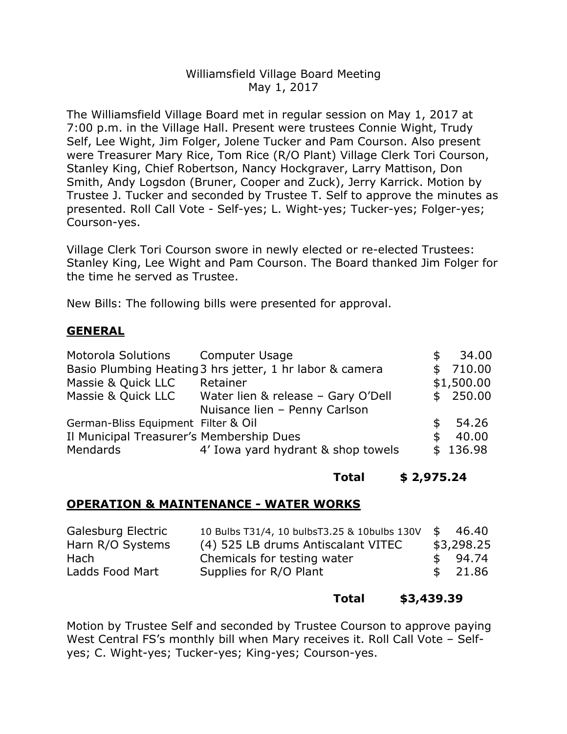Williamsfield Village Board Meeting
May 1, 2017

The Williamsfield Village Board met in regular session on May 1, 2017 at 7:00 p.m. in the Village Hall. Present were trustees Connie Wight, Trudy Self, Lee Wight, Jim Folger, Jolene Tucker and Pam Courson. Also present were Treasurer Mary Rice, Tom Rice (R/O Plant) Village Clerk Tori Courson, Stanley King, Chief Robertson, Nancy Hockgraver, Larry Mattison, Don Smith, Andy Logsdon (Bruner, Cooper and Zuck), Jerry Karrick. Motion by Trustee J. Tucker and seconded by Trustee T. Self to approve the minutes as presented. Roll Call Vote - Self-yes; L. Wight-yes; Tucker-yes; Folger-yes; Courson-yes.

Village Clerk Tori Courson swore in newly elected or re-elected Trustees: Stanley King, Lee Wight and Pam Courson. The Board thanked Jim Folger for the time he served as Trustee.

New Bills: The following bills were presented for approval.

## GENERAL

| | | |
|---|---|---|
| Motorola Solutions | Computer Usage | $ 34.00 |
| Basio Plumbing Heating | 3 hrs jetter, 1 hr labor & camera | $ 710.00 |
| Massie & Quick LLC | Retainer | $1,500.00 |
| Massie & Quick LLC | Water lien & release – Gary O'Dell<br>Nuisance lien – Penny Carlson | $ 250.00 |
| German-Bliss Equipment | Filter & Oil | $ 54.26 |
| Il Municipal Treasurer's | Membership Dues | $ 40.00 |
| Mendards | 4' Iowa yard hydrant & shop towels | $ 136.98 |
| | **Total** | **$ 2,975.24** |

## OPERATION & MAINTENANCE - WATER WORKS

| | | |
|---|---|---|
| Galesburg Electric | 10 Bulbs T31/4, 10 bulbsT3.25 & 10bulbs 130V | $ 46.40 |
| Harn R/O Systems | (4) 525 LB drums Antiscalant VITEC | $3,298.25 |
| Hach | Chemicals for testing water | $ 94.74 |
| Ladds Food Mart | Supplies for R/O Plant | $ 21.86 |
| | **Total** | **$3,439.39** |

Motion by Trustee Self and seconded by Trustee Courson to approve paying West Central FS's monthly bill when Mary receives it. Roll Call Vote – Self-yes; C. Wight-yes; Tucker-yes; King-yes; Courson-yes.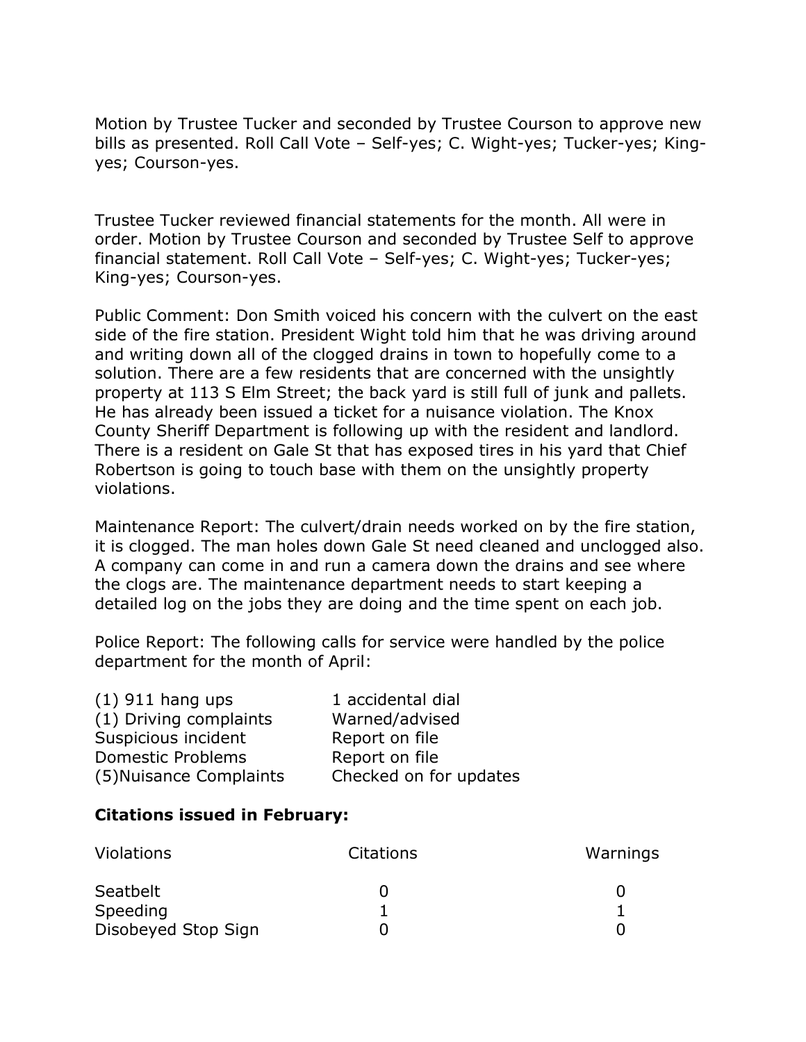Motion by Trustee Tucker and seconded by Trustee Courson to approve new bills as presented. Roll Call Vote – Self-yes; C. Wight-yes; Tucker-yes; King-yes; Courson-yes.

Trustee Tucker reviewed financial statements for the month. All were in order. Motion by Trustee Courson and seconded by Trustee Self to approve financial statement. Roll Call Vote – Self-yes; C. Wight-yes; Tucker-yes; King-yes; Courson-yes.

Public Comment: Don Smith voiced his concern with the culvert on the east side of the fire station. President Wight told him that he was driving around and writing down all of the clogged drains in town to hopefully come to a solution. There are a few residents that are concerned with the unsightly property at 113 S Elm Street; the back yard is still full of junk and pallets. He has already been issued a ticket for a nuisance violation. The Knox County Sheriff Department is following up with the resident and landlord. There is a resident on Gale St that has exposed tires in his yard that Chief Robertson is going to touch base with them on the unsightly property violations.

Maintenance Report: The culvert/drain needs worked on by the fire station, it is clogged. The man holes down Gale St need cleaned and unclogged also. A company can come in and run a camera down the drains and see where the clogs are. The maintenance department needs to start keeping a detailed log on the jobs they are doing and the time spent on each job.

Police Report: The following calls for service were handled by the police department for the month of April:

| | |
|---|---|
| (1) 911 hang ups | 1 accidental dial |
| (1) Driving complaints | Warned/advised |
| Suspicious incident | Report on file |
| Domestic Problems | Report on file |
| (5)Nuisance Complaints | Checked on for updates |

**Citations issued in February:**

| Violations | Citations | Warnings |
|---|---|---|
| Seatbelt | 0 | 0 |
| Speeding | 1 | 1 |
| Disobeyed Stop Sign | 0 | 0 |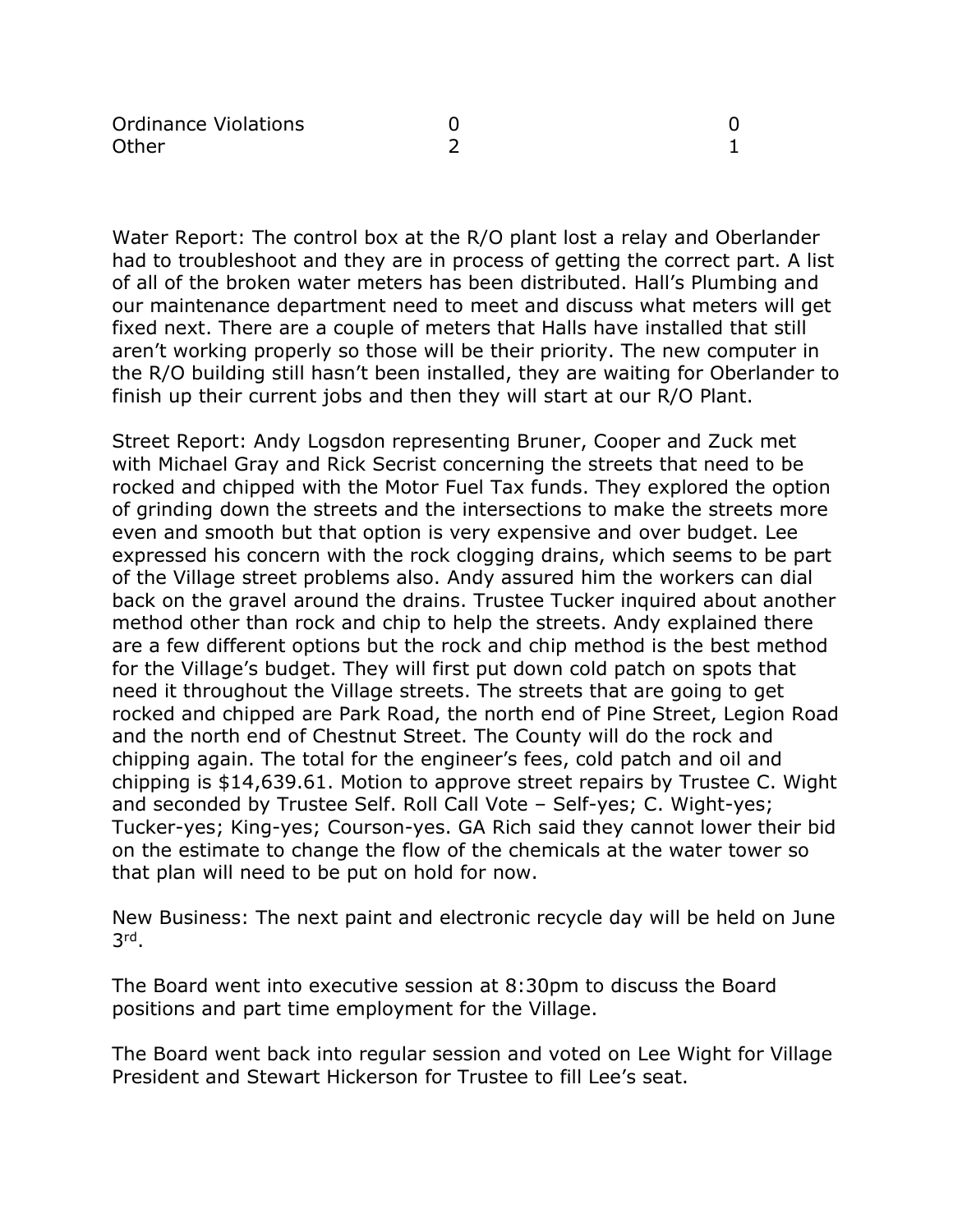| | | |
|---|---|---|
| Ordinance Violations | 0 | 0 |
| Other | 2 | 1 |

Water Report: The control box at the R/O plant lost a relay and Oberlander had to troubleshoot and they are in process of getting the correct part. A list of all of the broken water meters has been distributed. Hall's Plumbing and our maintenance department need to meet and discuss what meters will get fixed next. There are a couple of meters that Halls have installed that still aren't working properly so those will be their priority. The new computer in the R/O building still hasn't been installed, they are waiting for Oberlander to finish up their current jobs and then they will start at our R/O Plant.

Street Report: Andy Logsdon representing Bruner, Cooper and Zuck met with Michael Gray and Rick Secrist concerning the streets that need to be rocked and chipped with the Motor Fuel Tax funds. They explored the option of grinding down the streets and the intersections to make the streets more even and smooth but that option is very expensive and over budget. Lee expressed his concern with the rock clogging drains, which seems to be part of the Village street problems also. Andy assured him the workers can dial back on the gravel around the drains. Trustee Tucker inquired about another method other than rock and chip to help the streets. Andy explained there are a few different options but the rock and chip method is the best method for the Village's budget. They will first put down cold patch on spots that need it throughout the Village streets. The streets that are going to get rocked and chipped are Park Road, the north end of Pine Street, Legion Road and the north end of Chestnut Street. The County will do the rock and chipping again. The total for the engineer's fees, cold patch and oil and chipping is $14,639.61. Motion to approve street repairs by Trustee C. Wight and seconded by Trustee Self. Roll Call Vote – Self-yes; C. Wight-yes; Tucker-yes; King-yes; Courson-yes. GA Rich said they cannot lower their bid on the estimate to change the flow of the chemicals at the water tower so that plan will need to be put on hold for now.

New Business: The next paint and electronic recycle day will be held on June 3rd.

The Board went into executive session at 8:30pm to discuss the Board positions and part time employment for the Village.

The Board went back into regular session and voted on Lee Wight for Village President and Stewart Hickerson for Trustee to fill Lee's seat.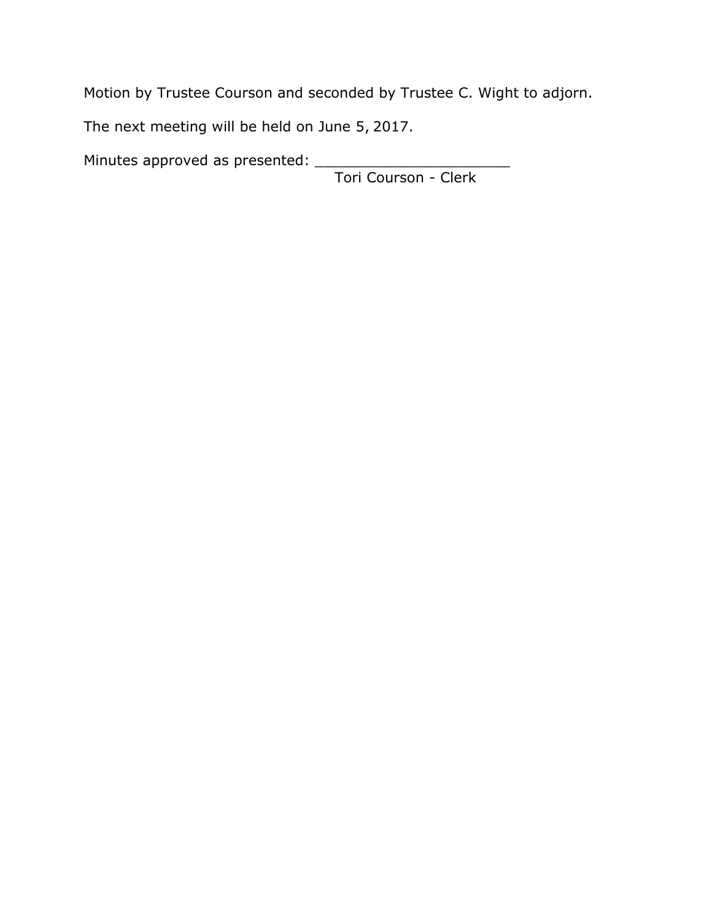Motion by Trustee Courson and seconded by Trustee C. Wight to adjorn.

The next meeting will be held on June 5, 2017.

Minutes approved as presented: ______________________

Tori Courson - Clerk